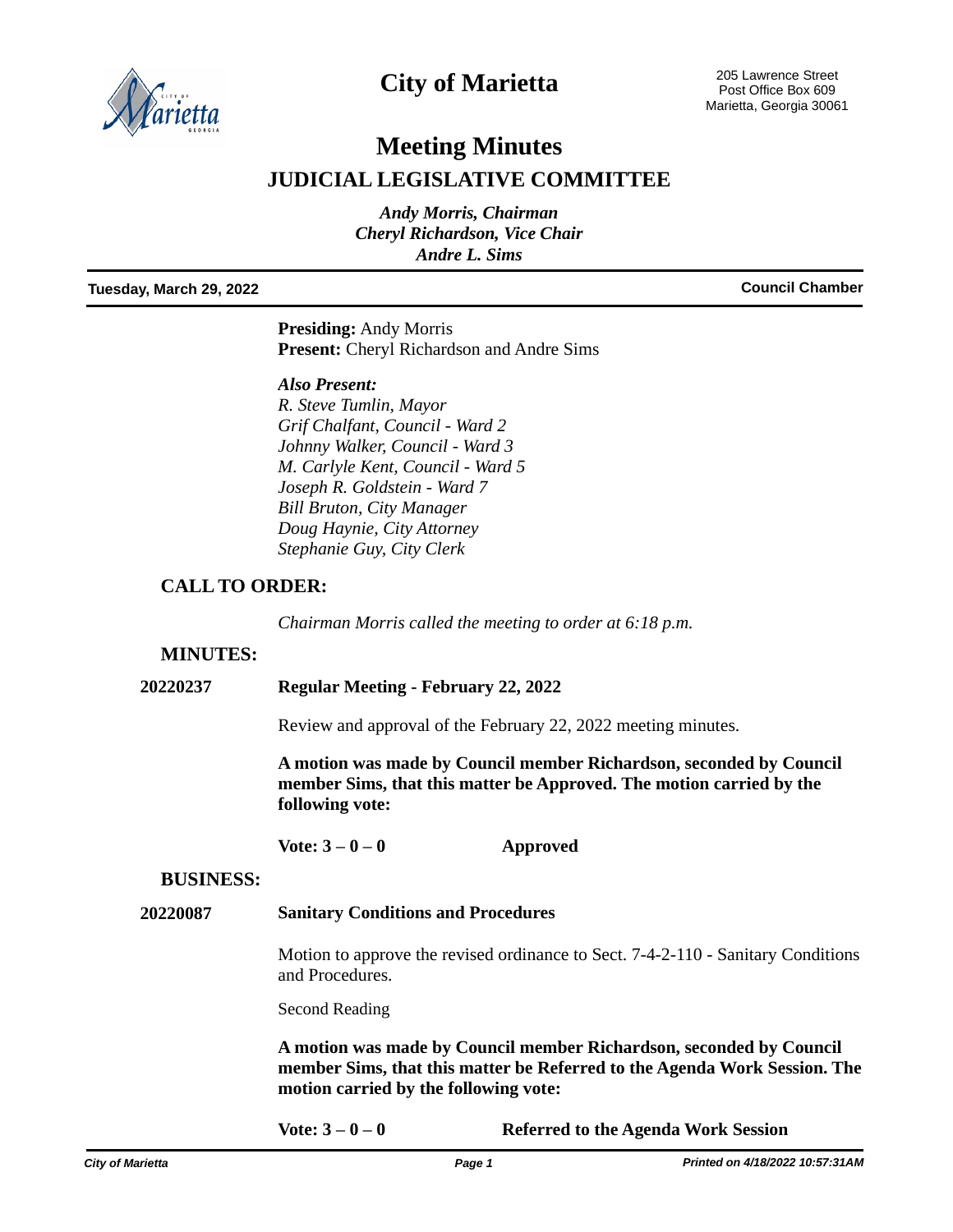# City of Marietta

205 Lawrence Street
Post Office Box 609
Marietta, Georgia 30061

# Meeting Minutes

## JUDICIAL LEGISLATIVE COMMITTEE

*Andy Morris, Chairman*
*Cheryl Richardson, Vice Chair*
*Andre L. Sims*

**Tuesday, March 29, 2022** **Council Chamber**

**Presiding:** Andy Morris
**Present:** Cheryl Richardson and Andre Sims

***Also Present:***
*R. Steve Tumlin, Mayor*
*Grif Chalfant, Council - Ward 2*
*Johnny Walker, Council - Ward 3*
*M. Carlyle Kent, Council - Ward 5*
*Joseph R. Goldstein - Ward 7*
*Bill Bruton, City Manager*
*Doug Haynie, City Attorney*
*Stephanie Guy, City Clerk*

### CALL TO ORDER:

*Chairman Morris called the meeting to order at 6:18 p.m.*

### MINUTES:

**20220237** **Regular Meeting - February 22, 2022**

Review and approval of the February 22, 2022 meeting minutes.

**A motion was made by Council member Richardson, seconded by Council member Sims, that this matter be Approved. The motion carried by the following vote:**

**Vote: 3 – 0 – 0** **Approved**

### BUSINESS:

**20220087** **Sanitary Conditions and Procedures**

Motion to approve the revised ordinance to Sect. 7-4-2-110 - Sanitary Conditions and Procedures.

Second Reading

**A motion was made by Council member Richardson, seconded by Council member Sims, that this matter be Referred to the Agenda Work Session. The motion carried by the following vote:**

**Vote: 3 – 0 – 0** **Referred to the Agenda Work Session**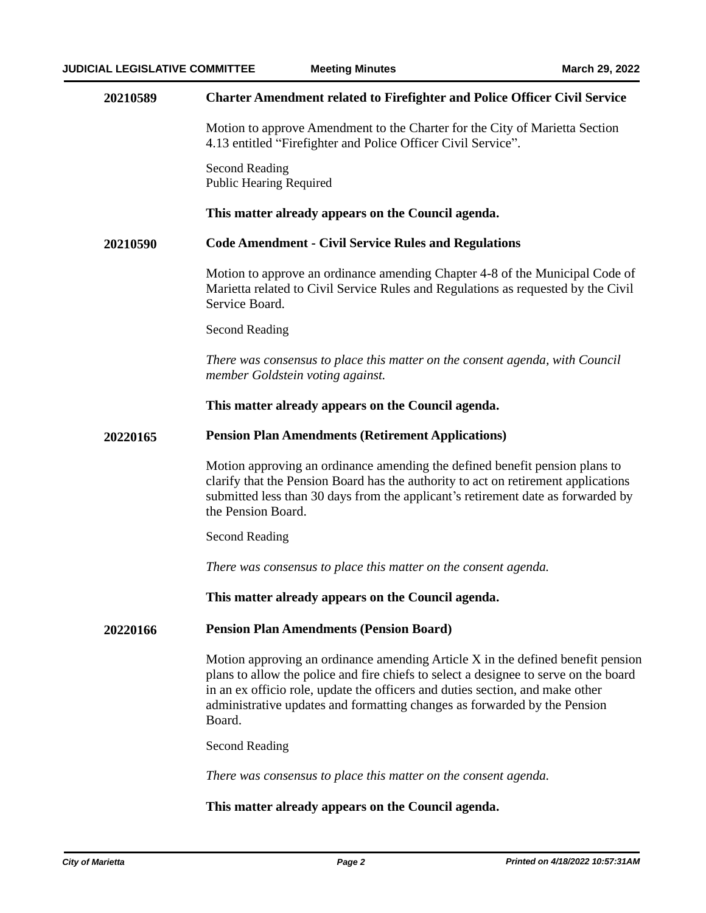**20210589** **Charter Amendment related to Firefighter and Police Officer Civil Service**

Motion to approve Amendment to the Charter for the City of Marietta Section 4.13 entitled "Firefighter and Police Officer Civil Service".

Second Reading
Public Hearing Required

**This matter already appears on the Council agenda.**

**20210590** **Code Amendment - Civil Service Rules and Regulations**

Motion to approve an ordinance amending Chapter 4-8 of the Municipal Code of Marietta related to Civil Service Rules and Regulations as requested by the Civil Service Board.

Second Reading

*There was consensus to place this matter on the consent agenda, with Council member Goldstein voting against.*

**This matter already appears on the Council agenda.**

**20220165** **Pension Plan Amendments (Retirement Applications)**

Motion approving an ordinance amending the defined benefit pension plans to clarify that the Pension Board has the authority to act on retirement applications submitted less than 30 days from the applicant's retirement date as forwarded by the Pension Board.

Second Reading

*There was consensus to place this matter on the consent agenda.*

**This matter already appears on the Council agenda.**

**20220166** **Pension Plan Amendments (Pension Board)**

Motion approving an ordinance amending Article X in the defined benefit pension plans to allow the police and fire chiefs to select a designee to serve on the board in an ex officio role, update the officers and duties section, and make other administrative updates and formatting changes as forwarded by the Pension Board.

Second Reading

*There was consensus to place this matter on the consent agenda.*

**This matter already appears on the Council agenda.**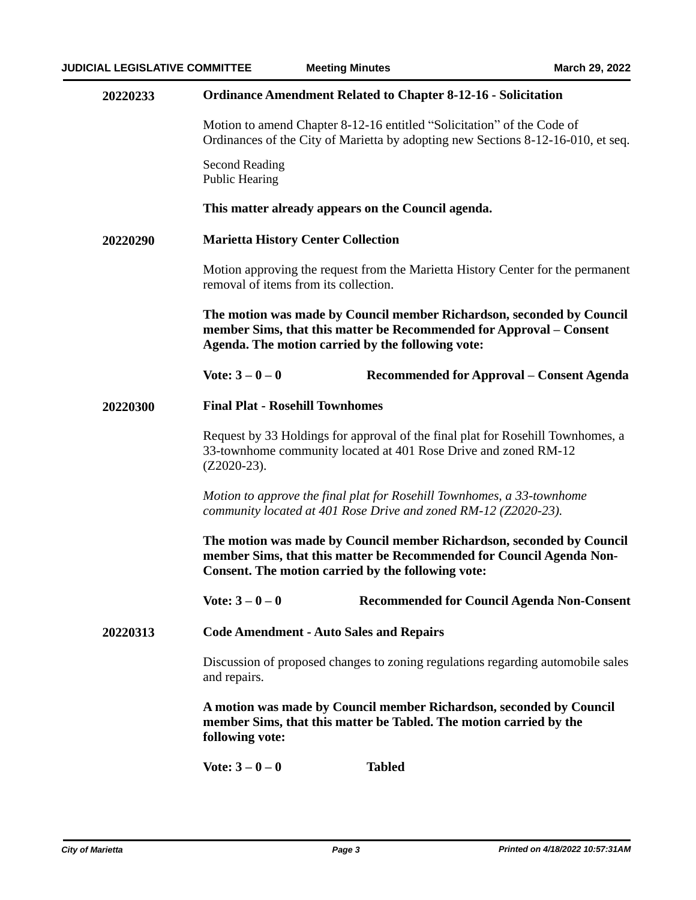**20220233** **Ordinance Amendment Related to Chapter 8-12-16 - Solicitation**

Motion to amend Chapter 8-12-16 entitled "Solicitation" of the Code of Ordinances of the City of Marietta by adopting new Sections 8-12-16-010, et seq.

Second Reading
Public Hearing

**This matter already appears on the Council agenda.**

**20220290** **Marietta History Center Collection**

Motion approving the request from the Marietta History Center for the permanent removal of items from its collection.

**The motion was made by Council member Richardson, seconded by Council member Sims, that this matter be Recommended for Approval – Consent Agenda. The motion carried by the following vote:**

**Vote: 3 – 0 – 0** **Recommended for Approval – Consent Agenda**

**20220300** **Final Plat - Rosehill Townhomes**

Request by 33 Holdings for approval of the final plat for Rosehill Townhomes, a 33-townhome community located at 401 Rose Drive and zoned RM-12 (Z2020-23).

*Motion to approve the final plat for Rosehill Townhomes, a 33-townhome community located at 401 Rose Drive and zoned RM-12 (Z2020-23).*

**The motion was made by Council member Richardson, seconded by Council member Sims, that this matter be Recommended for Council Agenda Non-Consent. The motion carried by the following vote:**

**Vote: 3 – 0 – 0** **Recommended for Council Agenda Non-Consent**

**20220313** **Code Amendment - Auto Sales and Repairs**

Discussion of proposed changes to zoning regulations regarding automobile sales and repairs.

**A motion was made by Council member Richardson, seconded by Council member Sims, that this matter be Tabled. The motion carried by the following vote:**

**Vote: 3 – 0 – 0** **Tabled**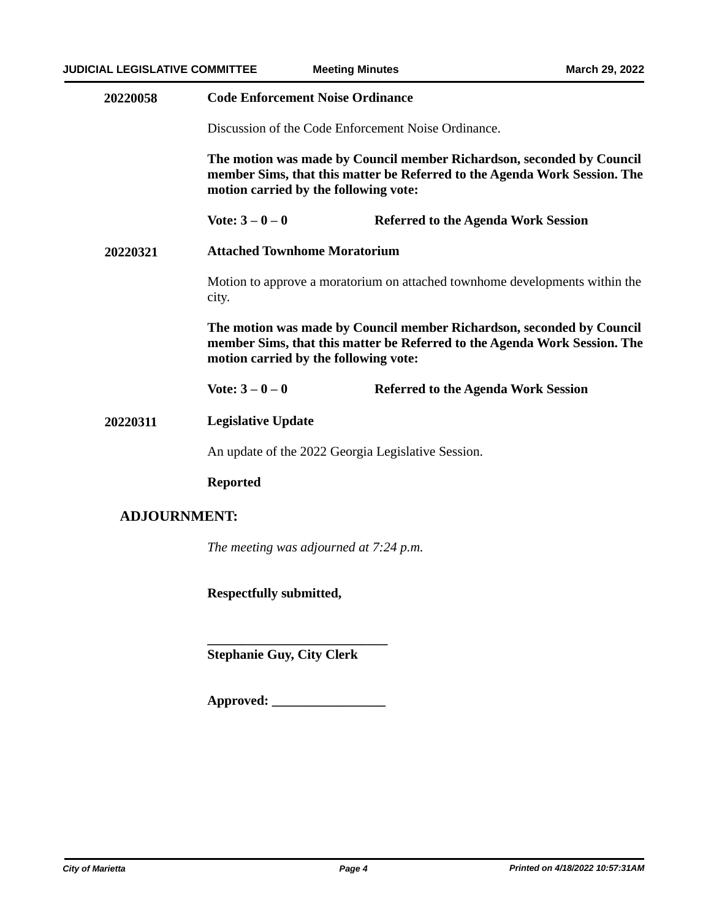**20220058** **Code Enforcement Noise Ordinance**

Discussion of the Code Enforcement Noise Ordinance.

**The motion was made by Council member Richardson, seconded by Council member Sims, that this matter be Referred to the Agenda Work Session. The motion carried by the following vote:**

**Vote: 3 – 0 – 0** **Referred to the Agenda Work Session**

**20220321** **Attached Townhome Moratorium**

Motion to approve a moratorium on attached townhome developments within the city.

**The motion was made by Council member Richardson, seconded by Council member Sims, that this matter be Referred to the Agenda Work Session. The motion carried by the following vote:**

**Vote: 3 – 0 – 0** **Referred to the Agenda Work Session**

**20220311** **Legislative Update**

An update of the 2022 Georgia Legislative Session.

**Reported**

## ADJOURNMENT:

*The meeting was adjourned at 7:24 p.m.*

**Respectfully submitted,**

**\_\_\_\_\_\_\_\_\_\_\_\_\_\_\_\_\_\_\_\_\_\_\_\_\_\_\_\_**
**Stephanie Guy, City Clerk**

**Approved: \_\_\_\_\_\_\_\_\_\_\_\_\_\_\_\_\_\_**